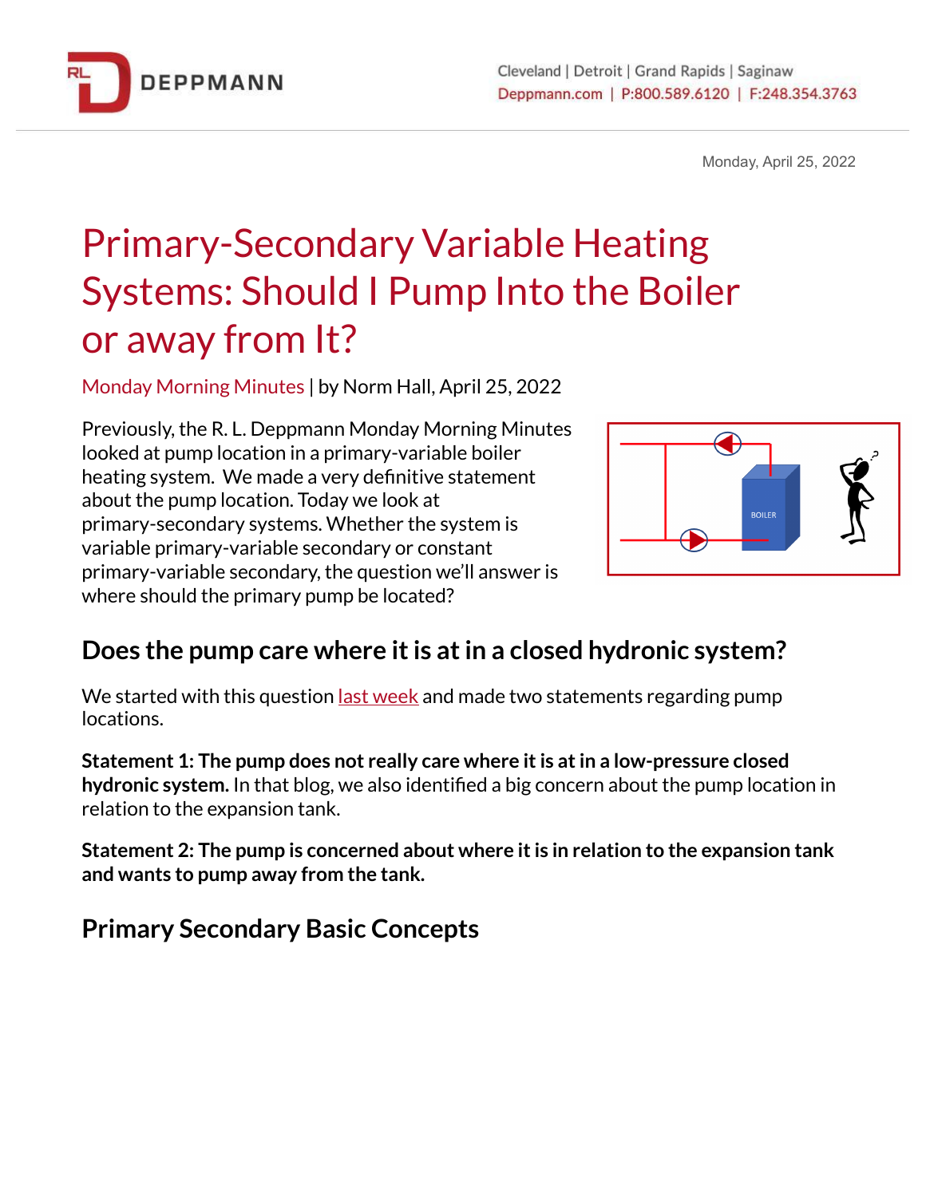# Primary-Secondary Variable Heating Systems: Should I Pump Into the Boiler or away from It?

Monday Morning Minutes | by Norm Hall, April 25, 2022

Previously, the R. L. Deppmann Monday Morning Minutes looked at pump location in a primary-variable boiler heating system. We made a very definitive statement about the pump location. Today we look at primary-secondary systems. Whether the system is variable primary-variable secondary or constant primary-variable secondary, the question we'll answer is where should the primary pump be located?

## Does the pump care where it is at in a closed hydronic system?

We started with this question last week and made two statements regarding pump locations.

**Statement 1: The pump does not really care where it is at in a low-pressure closed hydronic system.** In that blog, we also identified a big concern about the pump location in relation to the expansion tank.

**Statement 2: The pump is concerned about where it is in relation to the expansion tank and wants to pump away from the tank.**

## Primary Secondary Basic Concepts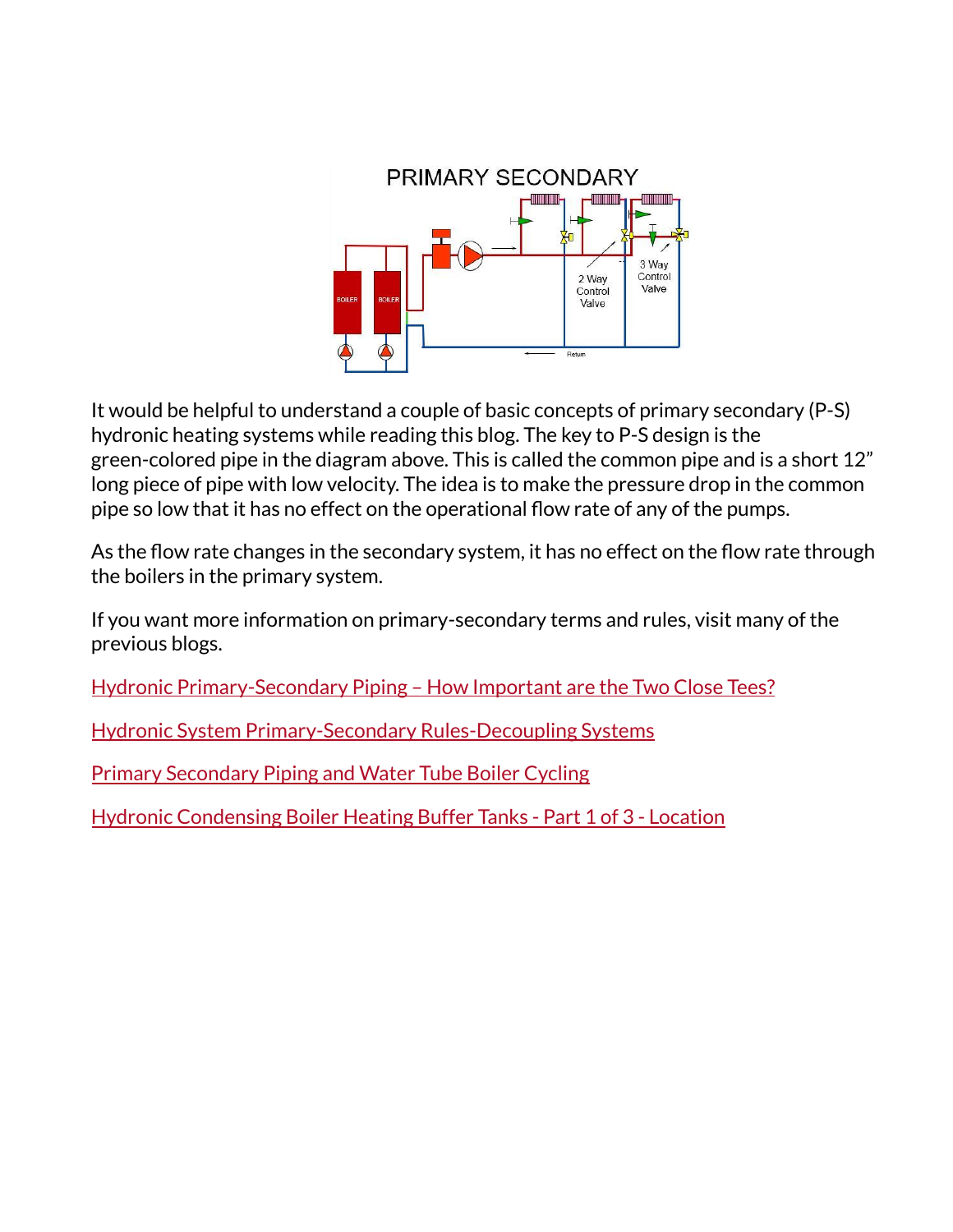It would be helpful to understand a couple of basic concepts of primary secondary (P-S) hydronic heating systems while reading this blog. The key to P-S design is the green-colored pipe in the diagram above. This is called the common pipe and is a short 12" long piece of pipe with low velocity. The idea is to make the pressure drop in the common pipe so low that it has no effect on the operational flow rate of any of the pumps.

As the flow rate changes in the secondary system, it has no effect on the flow rate through the boilers in the primary system.

If you want more information on primary-secondary terms and rules, visit many of the previous blogs.

Hydronic Primary-Secondary Piping – How Important are the Two Close Tees?

Hydronic System Primary-Secondary Rules-Decoupling Systems

Primary Secondary Piping and Water Tube Boiler Cycling

Hydronic Condensing Boiler Heating Buffer Tanks - Part 1 of 3 - Location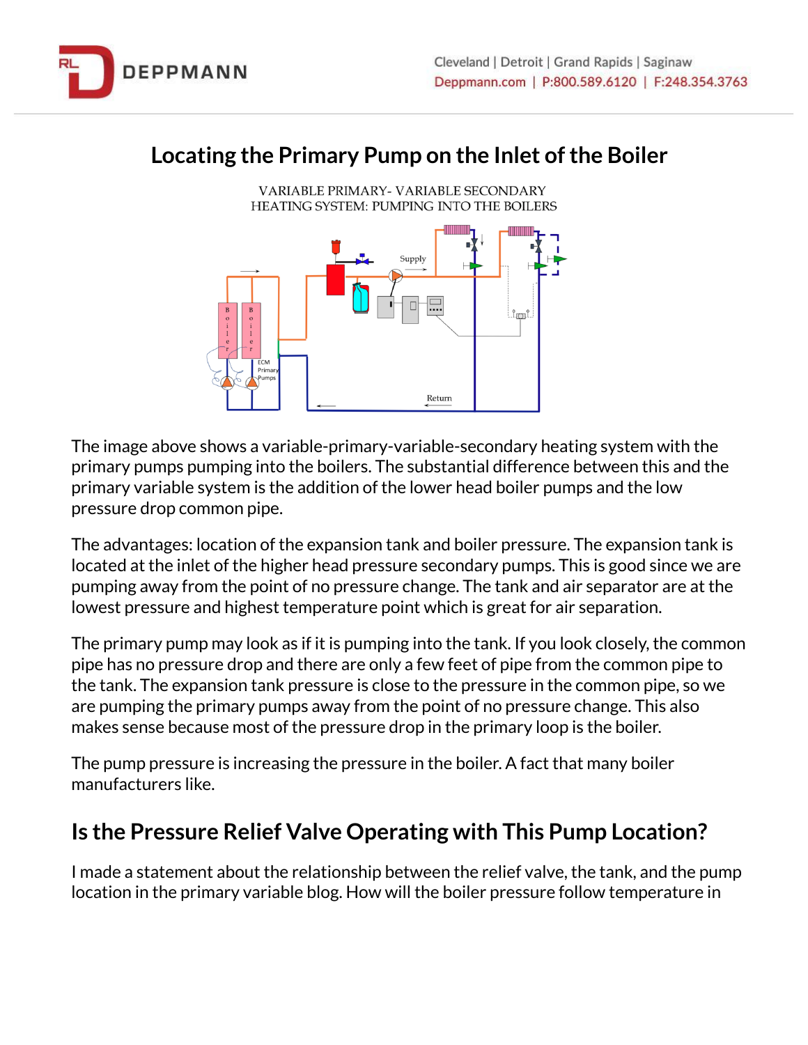# Locating the Primary Pump on the Inlet of the Boiler

The image above shows a variable-primary-variable-secondary heating system with the primary pumps pumping into the boilers. The substantial difference between this and the primary variable system is the addition of the lower head boiler pumps and the low pressure drop common pipe.

The advantages: location of the expansion tank and boiler pressure. The expansion tank is located at the inlet of the higher head pressure secondary pumps. This is good since we are pumping away from the point of no pressure change. The tank and air separator are at the lowest pressure and highest temperature point which is great for air separation.

The primary pump may look as if it is pumping into the tank. If you look closely, the common pipe has no pressure drop and there are only a few feet of pipe from the common pipe to the tank. The expansion tank pressure is close to the pressure in the common pipe, so we are pumping the primary pumps away from the point of no pressure change. This also makes sense because most of the pressure drop in the primary loop is the boiler.

The pump pressure is increasing the pressure in the boiler. A fact that many boiler manufacturers like.

## Is the Pressure Relief Valve Operating with This Pump Location?

I made a statement about the relationship between the relief valve, the tank, and the pump location in the primary variable blog. How will the boiler pressure follow temperature in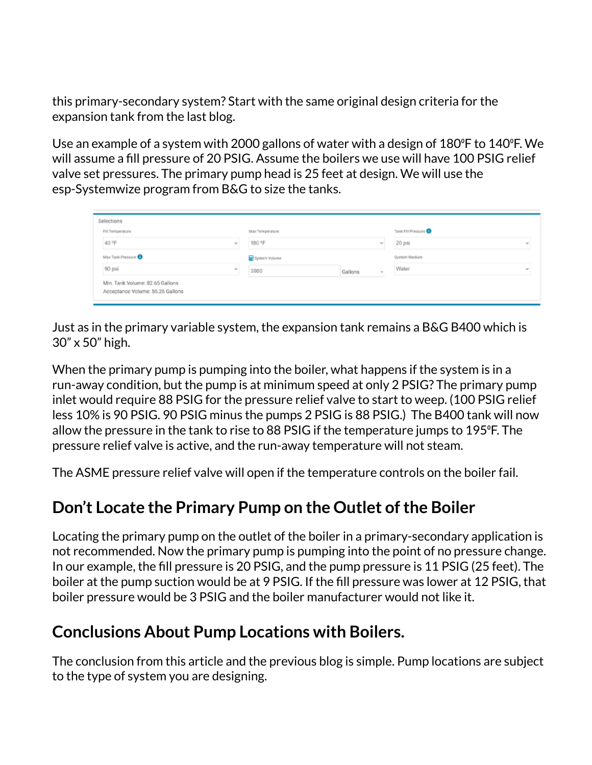this primary-secondary system? Start with the same original design criteria for the expansion tank from the last blog.

Use an example of a system with 2000 gallons of water with a design of 180°F to 140°F. We will assume a fill pressure of 20 PSIG. Assume the boilers we use will have 100 PSIG relief valve set pressures. The primary pump head is 25 feet at design. We will use the esp-Systemwize program from B&G to size the tanks.

Selections

| Fill Temperature | Max Temperature | Tank Fill Pressure |
|---|---|---|
| 40 °F | 180 °F | 20 psi |
| **Max Tank Pressure** | **System Volume** | **System Medium** |
| 90 psi | 2000 Gallons | Water |

Min. Tank Volume: 82.65 Gallons
Acceptance Volume: 55.26 Gallons

Just as in the primary variable system, the expansion tank remains a B&G B400 which is 30" x 50" high.

When the primary pump is pumping into the boiler, what happens if the system is in a run-away condition, but the pump is at minimum speed at only 2 PSIG? The primary pump inlet would require 88 PSIG for the pressure relief valve to start to weep. (100 PSIG relief less 10% is 90 PSIG. 90 PSIG minus the pumps 2 PSIG is 88 PSIG.) The B400 tank will now allow the pressure in the tank to rise to 88 PSIG if the temperature jumps to 195°F. The pressure relief valve is active, and the run-away temperature will not steam.

The ASME pressure relief valve will open if the temperature controls on the boiler fail.

## Don't Locate the Primary Pump on the Outlet of the Boiler

Locating the primary pump on the outlet of the boiler in a primary-secondary application is not recommended. Now the primary pump is pumping into the point of no pressure change. In our example, the fill pressure is 20 PSIG, and the pump pressure is 11 PSIG (25 feet). The boiler at the pump suction would be at 9 PSIG. If the fill pressure was lower at 12 PSIG, that boiler pressure would be 3 PSIG and the boiler manufacturer would not like it.

## Conclusions About Pump Locations with Boilers.

The conclusion from this article and the previous blog is simple. Pump locations are subject to the type of system you are designing.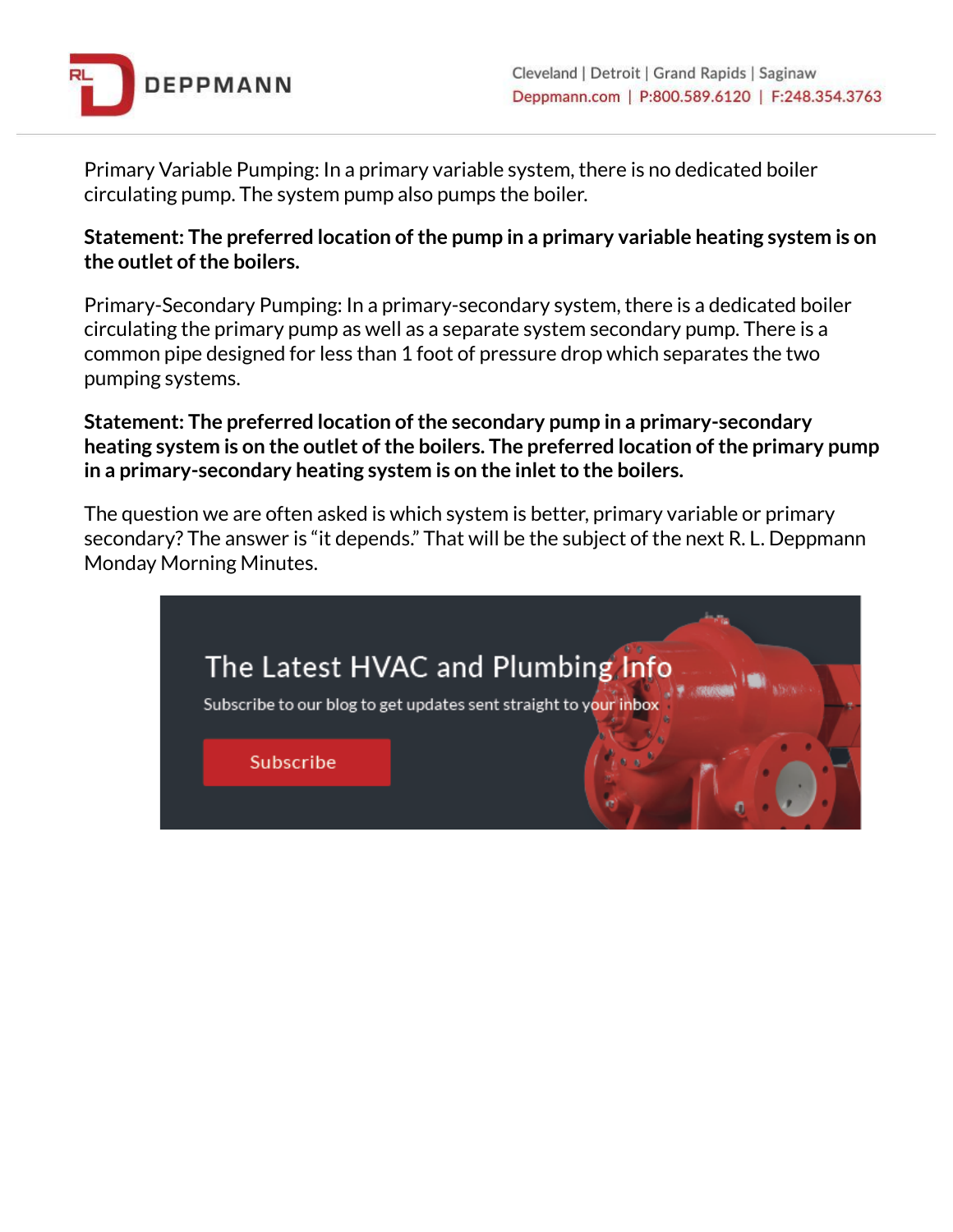Primary Variable Pumping: In a primary variable system, there is no dedicated boiler circulating pump. The system pump also pumps the boiler.

**Statement: The preferred location of the pump in a primary variable heating system is on the outlet of the boilers.**

Primary-Secondary Pumping: In a primary-secondary system, there is a dedicated boiler circulating the primary pump as well as a separate system secondary pump. There is a common pipe designed for less than 1 foot of pressure drop which separates the two pumping systems.

**Statement: The preferred location of the secondary pump in a primary-secondary heating system is on the outlet of the boilers. The preferred location of the primary pump in a primary-secondary heating system is on the inlet to the boilers.**

The question we are often asked is which system is better, primary variable or primary secondary? The answer is "it depends." That will be the subject of the next R. L. Deppmann Monday Morning Minutes.

The Latest HVAC and Plumbing Info

Subscribe to our blog to get updates sent straight to your inbox

Subscribe